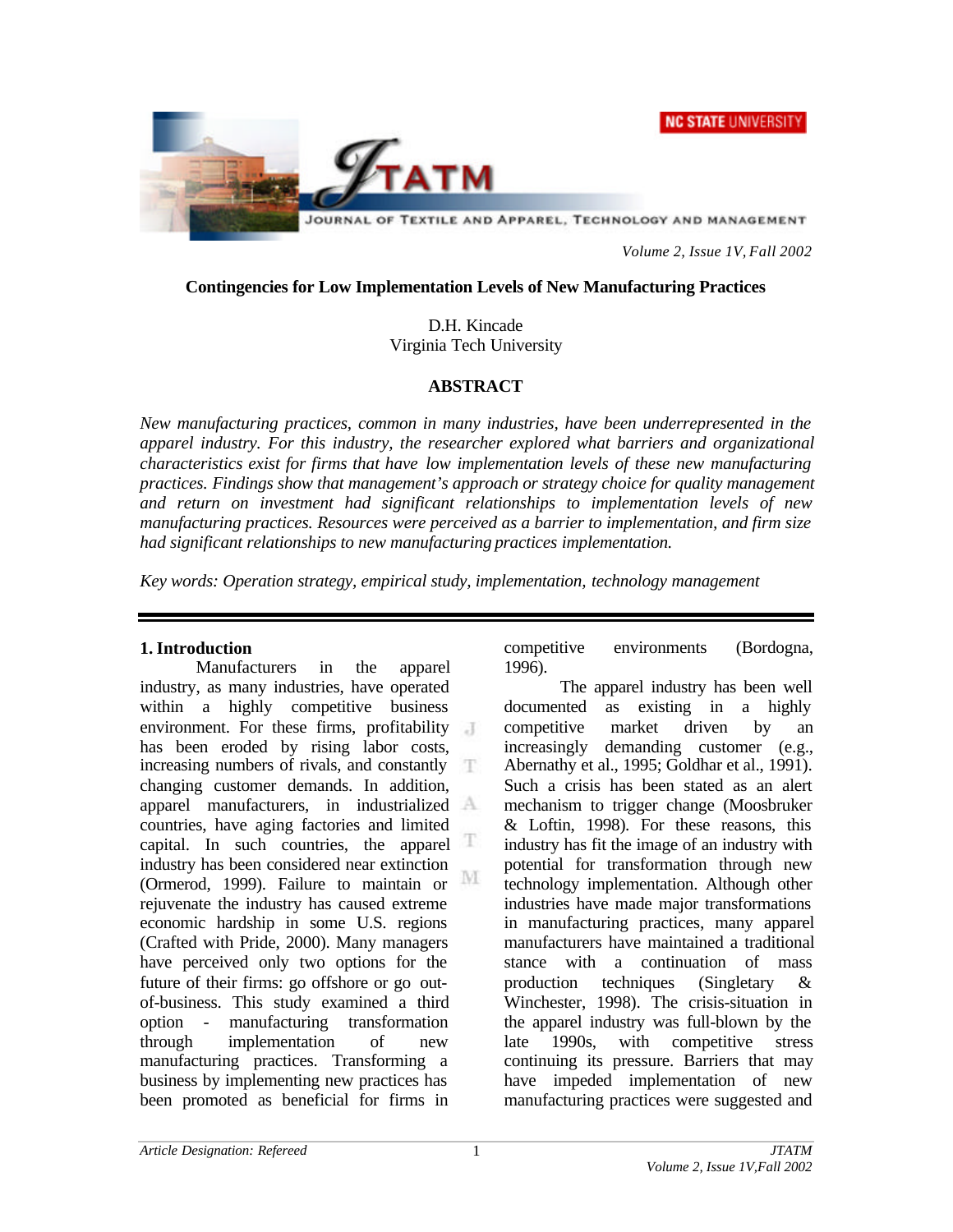# Contingencies for Low Implementation Levels of New Manufacturing Practices

D.H. Kincade
Virginia Tech University

## ABSTRACT

*New manufacturing practices, common in many industries, have been underrepresented in the apparel industry. For this industry, the researcher explored what barriers and organizational characteristics exist for firms that have low implementation levels of these new manufacturing practices. Findings show that management's approach or strategy choice for quality management and return on investment had significant relationships to implementation levels of new manufacturing practices. Resources were perceived as a barrier to implementation, and firm size had significant relationships to new manufacturing practices implementation.*

*Key words: Operation strategy, empirical study, implementation, technology management*

## 1. Introduction

Manufacturers in the apparel industry, as many industries, have operated within a highly competitive business environment. For these firms, profitability has been eroded by rising labor costs, increasing numbers of rivals, and constantly changing customer demands. In addition, apparel manufacturers, in industrialized countries, have aging factories and limited capital. In such countries, the apparel industry has been considered near extinction (Ormerod, 1999). Failure to maintain or rejuvenate the industry has caused extreme economic hardship in some U.S. regions (Crafted with Pride, 2000). Many managers have perceived only two options for the future of their firms: go offshore or go out-of-business. This study examined a third option - manufacturing transformation through implementation of new manufacturing practices. Transforming a business by implementing new practices has been promoted as beneficial for firms in competitive environments (Bordogna, 1996).

The apparel industry has been well documented as existing in a highly competitive market driven by an increasingly demanding customer (e.g., Abernathy et al., 1995; Goldhar et al., 1991). Such a crisis has been stated as an alert mechanism to trigger change (Moosbruker & Loftin, 1998). For these reasons, this industry has fit the image of an industry with potential for transformation through new technology implementation. Although other industries have made major transformations in manufacturing practices, many apparel manufacturers have maintained a traditional stance with a continuation of mass production techniques (Singletary & Winchester, 1998). The crisis-situation in the apparel industry was full-blown by the late 1990s, with competitive stress continuing its pressure. Barriers that may have impeded implementation of new manufacturing practices were suggested and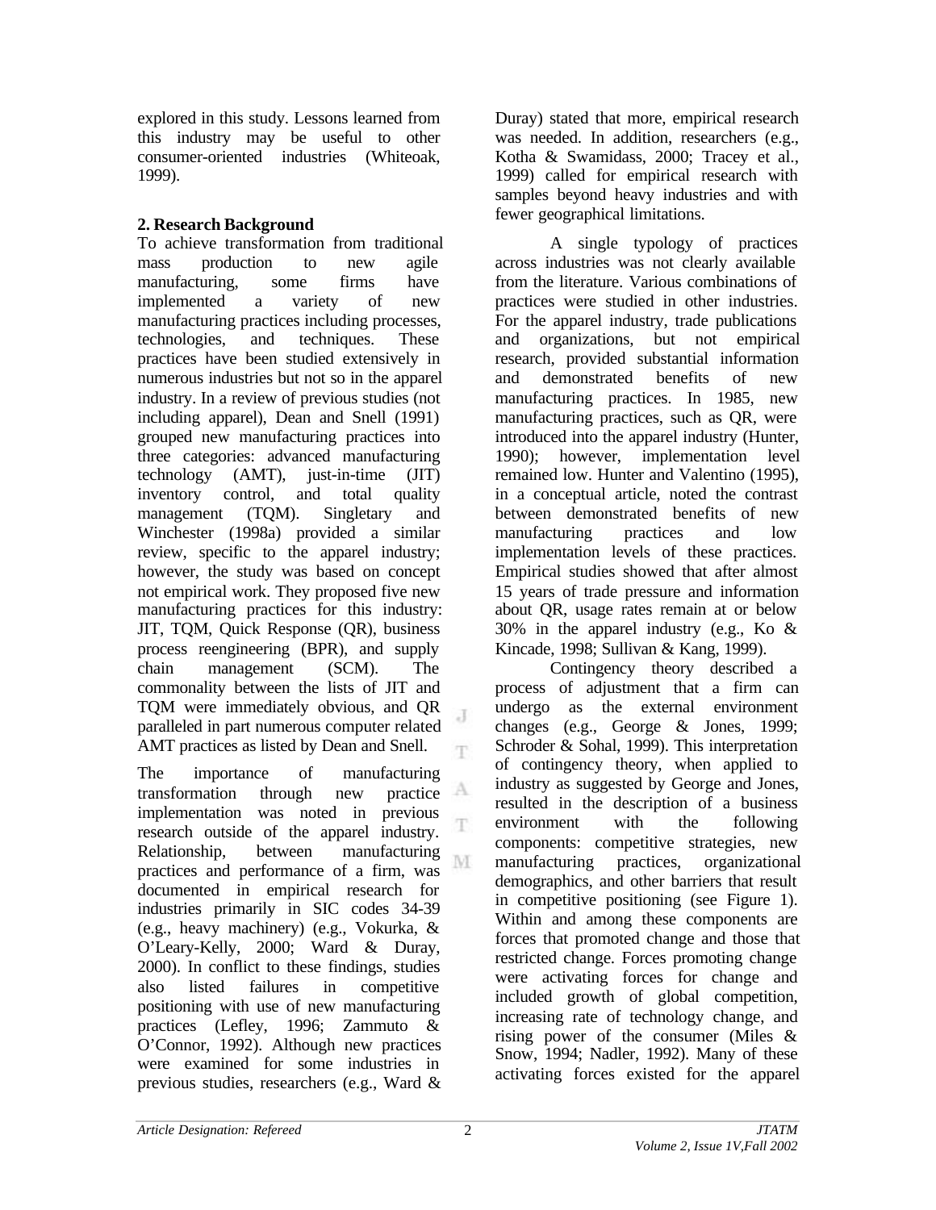explored in this study. Lessons learned from this industry may be useful to other consumer-oriented industries (Whiteoak, 1999).

## 2. Research Background

To achieve transformation from traditional mass production to new agile manufacturing, some firms have implemented a variety of new manufacturing practices including processes, technologies, and techniques. These practices have been studied extensively in numerous industries but not so in the apparel industry. In a review of previous studies (not including apparel), Dean and Snell (1991) grouped new manufacturing practices into three categories: advanced manufacturing technology (AMT), just-in-time (JIT) inventory control, and total quality management (TQM). Singletary and Winchester (1998a) provided a similar review, specific to the apparel industry; however, the study was based on concept not empirical work. They proposed five new manufacturing practices for this industry: JIT, TQM, Quick Response (QR), business process reengineering (BPR), and supply chain management (SCM). The commonality between the lists of JIT and TQM were immediately obvious, and QR paralleled in part numerous computer related AMT practices as listed by Dean and Snell.

The importance of manufacturing transformation through new practice implementation was noted in previous research outside of the apparel industry. Relationship, between manufacturing practices and performance of a firm, was documented in empirical research for industries primarily in SIC codes 34-39 (e.g., heavy machinery) (e.g., Vokurka, & O'Leary-Kelly, 2000; Ward & Duray, 2000). In conflict to these findings, studies also listed failures in competitive positioning with use of new manufacturing practices (Lefley, 1996; Zammuto & O'Connor, 1992). Although new practices were examined for some industries in previous studies, researchers (e.g., Ward & Duray) stated that more, empirical research was needed. In addition, researchers (e.g., Kotha & Swamidass, 2000; Tracey et al., 1999) called for empirical research with samples beyond heavy industries and with fewer geographical limitations.

A single typology of practices across industries was not clearly available from the literature. Various combinations of practices were studied in other industries. For the apparel industry, trade publications and organizations, but not empirical research, provided substantial information and demonstrated benefits of new manufacturing practices. In 1985, new manufacturing practices, such as QR, were introduced into the apparel industry (Hunter, 1990); however, implementation level remained low. Hunter and Valentino (1995), in a conceptual article, noted the contrast between demonstrated benefits of new manufacturing practices and low implementation levels of these practices. Empirical studies showed that after almost 15 years of trade pressure and information about QR, usage rates remain at or below 30% in the apparel industry (e.g., Ko & Kincade, 1998; Sullivan & Kang, 1999).

Contingency theory described a process of adjustment that a firm can undergo as the external environment changes (e.g., George & Jones, 1999; Schroder & Sohal, 1999). This interpretation of contingency theory, when applied to industry as suggested by George and Jones, resulted in the description of a business environment with the following components: competitive strategies, new manufacturing practices, organizational demographics, and other barriers that result in competitive positioning (see Figure 1). Within and among these components are forces that promoted change and those that restricted change. Forces promoting change were activating forces for change and included growth of global competition, increasing rate of technology change, and rising power of the consumer (Miles & Snow, 1994; Nadler, 1992). Many of these activating forces existed for the apparel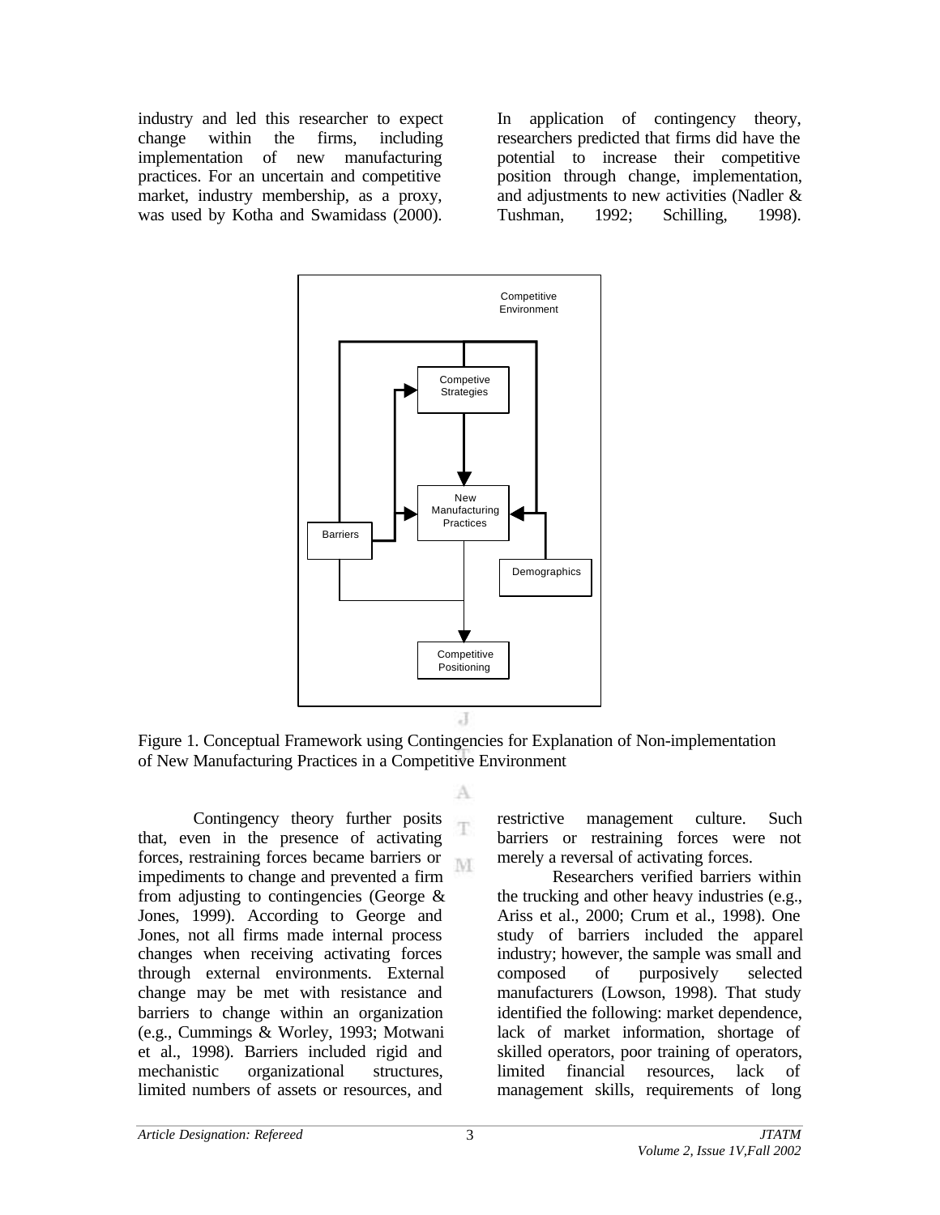industry and led this researcher to expect change within the firms, including implementation of new manufacturing practices. For an uncertain and competitive market, industry membership, as a proxy, was used by Kotha and Swamidass (2000). In application of contingency theory, researchers predicted that firms did have the potential to increase their competitive position through change, implementation, and adjustments to new activities (Nadler & Tushman, 1992; Schilling, 1998).

Figure 1. Conceptual Framework using Contingencies for Explanation of Non-implementation of New Manufacturing Practices in a Competitive Environment

Contingency theory further posits that, even in the presence of activating forces, restraining forces became barriers or impediments to change and prevented a firm from adjusting to contingencies (George & Jones, 1999). According to George and Jones, not all firms made internal process changes when receiving activating forces through external environments. External change may be met with resistance and barriers to change within an organization (e.g., Cummings & Worley, 1993; Motwani et al., 1998). Barriers included rigid and mechanistic organizational structures, limited numbers of assets or resources, and restrictive management culture. Such barriers or restraining forces were not merely a reversal of activating forces.

Researchers verified barriers within the trucking and other heavy industries (e.g., Ariss et al., 2000; Crum et al., 1998). One study of barriers included the apparel industry; however, the sample was small and composed of purposively selected manufacturers (Lowson, 1998). That study identified the following: market dependence, lack of market information, shortage of skilled operators, poor training of operators, limited financial resources, lack of management skills, requirements of long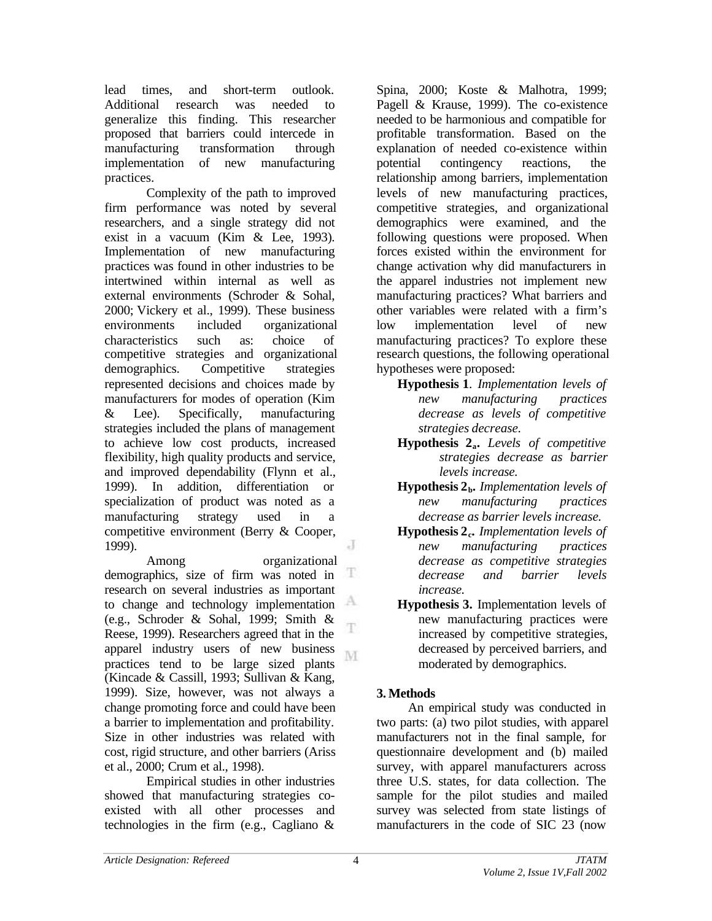lead times, and short-term outlook. Additional research was needed to generalize this finding. This researcher proposed that barriers could intercede in manufacturing transformation through implementation of new manufacturing practices.

Complexity of the path to improved firm performance was noted by several researchers, and a single strategy did not exist in a vacuum (Kim & Lee, 1993). Implementation of new manufacturing practices was found in other industries to be intertwined within internal as well as external environments (Schroder & Sohal, 2000; Vickery et al., 1999). These business environments included organizational characteristics such as: choice of competitive strategies and organizational demographics. Competitive strategies represented decisions and choices made by manufacturers for modes of operation (Kim & Lee). Specifically, manufacturing strategies included the plans of management to achieve low cost products, increased flexibility, high quality products and service, and improved dependability (Flynn et al., 1999). In addition, differentiation or specialization of product was noted as a manufacturing strategy used in a competitive environment (Berry & Cooper, 1999).

Among organizational demographics, size of firm was noted in research on several industries as important to change and technology implementation (e.g., Schroder & Sohal, 1999; Smith & Reese, 1999). Researchers agreed that in the apparel industry users of new business practices tend to be large sized plants (Kincade & Cassill, 1993; Sullivan & Kang, 1999). Size, however, was not always a change promoting force and could have been a barrier to implementation and profitability. Size in other industries was related with cost, rigid structure, and other barriers (Ariss et al., 2000; Crum et al., 1998).

Empirical studies in other industries showed that manufacturing strategies co-existed with all other processes and technologies in the firm (e.g., Cagliano & Spina, 2000; Koste & Malhotra, 1999; Pagell & Krause, 1999). The co-existence needed to be harmonious and compatible for profitable transformation. Based on the explanation of needed co-existence within potential contingency reactions, the relationship among barriers, implementation levels of new manufacturing practices, competitive strategies, and organizational demographics were examined, and the following questions were proposed. When forces existed within the environment for change activation why did manufacturers in the apparel industries not implement new manufacturing practices? What barriers and other variables were related with a firm's low implementation level of new manufacturing practices? To explore these research questions, the following operational hypotheses were proposed:

**Hypothesis 1**. *Implementation levels of new manufacturing practices decrease as levels of competitive strategies decrease.*

**Hypothesis $2_a$.** *Levels of competitive strategies decrease as barrier levels increase.*

**Hypothesis $2_b$.** *Implementation levels of new manufacturing practices decrease as barrier levels increase.*

**Hypothesis $2_c$.** *Implementation levels of new manufacturing practices decrease as competitive strategies decrease and barrier levels increase.*

**Hypothesis 3.** Implementation levels of new manufacturing practices were increased by competitive strategies, decreased by perceived barriers, and moderated by demographics.

## 3. Methods

An empirical study was conducted in two parts: (a) two pilot studies, with apparel manufacturers not in the final sample, for questionnaire development and (b) mailed survey, with apparel manufacturers across three U.S. states, for data collection. The sample for the pilot studies and mailed survey was selected from state listings of manufacturers in the code of SIC 23 (now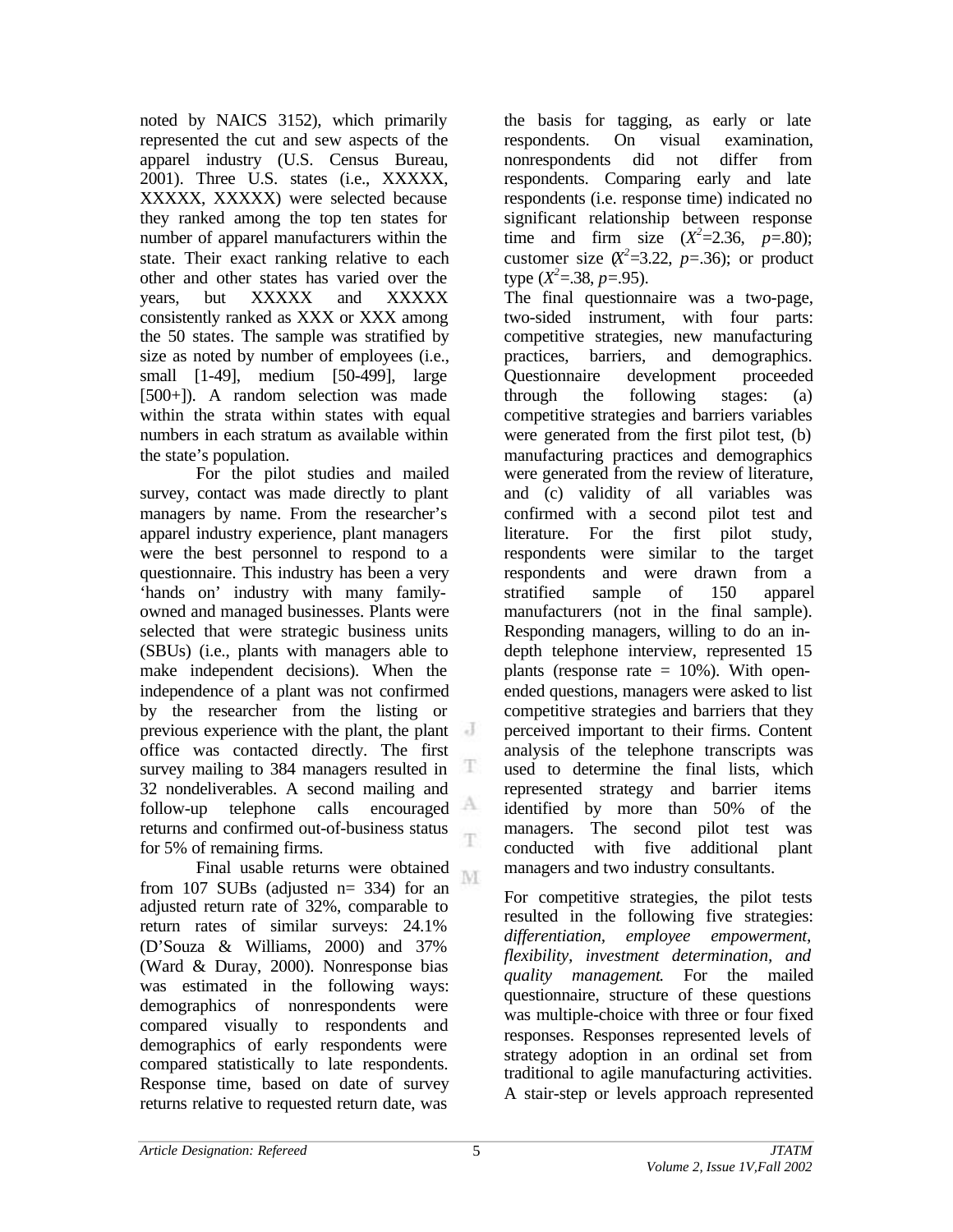noted by NAICS 3152), which primarily represented the cut and sew aspects of the apparel industry (U.S. Census Bureau, 2001). Three U.S. states (i.e., XXXXX, XXXXX, XXXXX) were selected because they ranked among the top ten states for number of apparel manufacturers within the state. Their exact ranking relative to each other and other states has varied over the years, but XXXXX and XXXXX consistently ranked as XXX or XXX among the 50 states. The sample was stratified by size as noted by number of employees (i.e., small [1-49], medium [50-499], large [500+]). A random selection was made within the strata within states with equal numbers in each stratum as available within the state's population.

For the pilot studies and mailed survey, contact was made directly to plant managers by name. From the researcher's apparel industry experience, plant managers were the best personnel to respond to a questionnaire. This industry has been a very 'hands on' industry with many family-owned and managed businesses. Plants were selected that were strategic business units (SBUs) (i.e., plants with managers able to make independent decisions). When the independence of a plant was not confirmed by the researcher from the listing or previous experience with the plant, the plant office was contacted directly. The first survey mailing to 384 managers resulted in 32 nondeliverables. A second mailing and follow-up telephone calls encouraged returns and confirmed out-of-business status for 5% of remaining firms.

Final usable returns were obtained from 107 SUBs (adjusted n= 334) for an adjusted return rate of 32%, comparable to return rates of similar surveys: 24.1% (D'Souza & Williams, 2000) and 37% (Ward & Duray, 2000). Nonresponse bias was estimated in the following ways: demographics of nonrespondents were compared visually to respondents and demographics of early respondents were compared statistically to late respondents. Response time, based on date of survey returns relative to requested return date, was the basis for tagging, as early or late respondents. On visual examination, nonrespondents did not differ from respondents. Comparing early and late respondents (i.e. response time) indicated no significant relationship between response time and firm size ($X^2$=2.36, *p*=.80); customer size ($X^2$=3.22, *p*=.36); or product type ($X^2$=.38, *p*=.95).

The final questionnaire was a two-page, two-sided instrument, with four parts: competitive strategies, new manufacturing practices, barriers, and demographics. Questionnaire development proceeded through the following stages: (a) competitive strategies and barriers variables were generated from the first pilot test, (b) manufacturing practices and demographics were generated from the review of literature, and (c) validity of all variables was confirmed with a second pilot test and literature. For the first pilot study, respondents were similar to the target respondents and were drawn from a stratified sample of 150 apparel manufacturers (not in the final sample). Responding managers, willing to do an in-depth telephone interview, represented 15 plants (response rate = 10%). With open-ended questions, managers were asked to list competitive strategies and barriers that they perceived important to their firms. Content analysis of the telephone transcripts was used to determine the final lists, which represented strategy and barrier items identified by more than 50% of the managers. The second pilot test was conducted with five additional plant managers and two industry consultants.

For competitive strategies, the pilot tests resulted in the following five strategies: *differentiation, employee empowerment, flexibility, investment determination, and quality management.* For the mailed questionnaire, structure of these questions was multiple-choice with three or four fixed responses. Responses represented levels of strategy adoption in an ordinal set from traditional to agile manufacturing activities. A stair-step or levels approach represented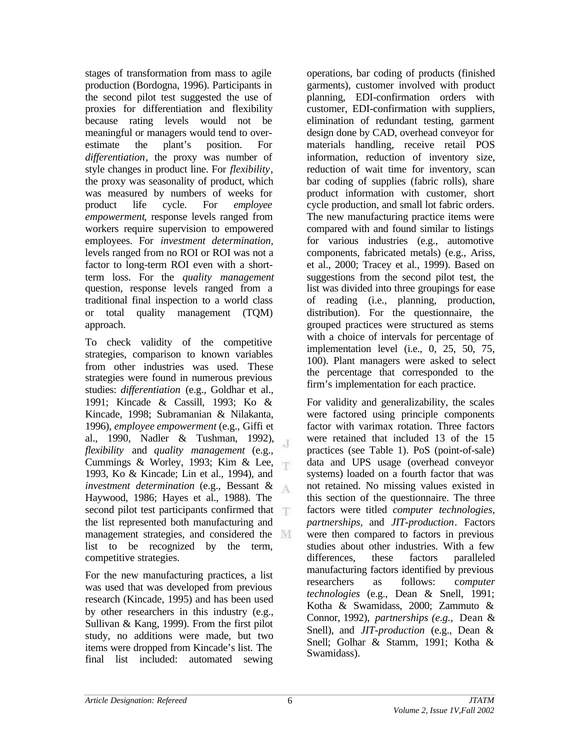stages of transformation from mass to agile production (Bordogna, 1996). Participants in the second pilot test suggested the use of proxies for differentiation and flexibility because rating levels would not be meaningful or managers would tend to over-estimate the plant's position. For *differentiation*, the proxy was number of style changes in product line. For *flexibility*, the proxy was seasonality of product, which was measured by numbers of weeks for product life cycle. For *employee empowerment*, response levels ranged from workers require supervision to empowered employees. For *investment determination*, levels ranged from no ROI or ROI was not a factor to long-term ROI even with a short-term loss. For the *quality management* question, response levels ranged from a traditional final inspection to a world class or total quality management (TQM) approach.

To check validity of the competitive strategies, comparison to known variables from other industries was used. These strategies were found in numerous previous studies: *differentiation* (e.g., Goldhar et al., 1991; Kincade & Cassill, 1993; Ko & Kincade, 1998; Subramanian & Nilakanta, 1996), *employee empowerment* (e.g., Giffi et al., 1990, Nadler & Tushman, 1992), *flexibility* and *quality management* (e.g., Cummings & Worley, 1993; Kim & Lee, 1993, Ko & Kincade; Lin et al., 1994), and *investment determination* (e.g., Bessant & Haywood, 1986; Hayes et al., 1988). The second pilot test participants confirmed that the list represented both manufacturing and management strategies, and considered the list to be recognized by the term, competitive strategies.

For the new manufacturing practices, a list was used that was developed from previous research (Kincade, 1995) and has been used by other researchers in this industry (e.g., Sullivan & Kang, 1999). From the first pilot study, no additions were made, but two items were dropped from Kincade's list. The final list included: automated sewing operations, bar coding of products (finished garments), customer involved with product planning, EDI-confirmation orders with customer, EDI-confirmation with suppliers, elimination of redundant testing, garment design done by CAD, overhead conveyor for materials handling, receive retail POS information, reduction of inventory size, reduction of wait time for inventory, scan bar coding of supplies (fabric rolls), share product information with customer, short cycle production, and small lot fabric orders. The new manufacturing practice items were compared with and found similar to listings for various industries (e.g., automotive components, fabricated metals) (e.g., Ariss, et al., 2000; Tracey et al., 1999). Based on suggestions from the second pilot test, the list was divided into three groupings for ease of reading (i.e., planning, production, distribution). For the questionnaire, the grouped practices were structured as stems with a choice of intervals for percentage of implementation level (i.e., 0, 25, 50, 75, 100). Plant managers were asked to select the percentage that corresponded to the firm's implementation for each practice.

For validity and generalizability, the scales were factored using principle components factor with varimax rotation. Three factors were retained that included 13 of the 15 practices (see Table 1). PoS (point-of-sale) data and UPS usage (overhead conveyor systems) loaded on a fourth factor that was not retained. No missing values existed in this section of the questionnaire. The three factors were titled *computer technologies*, *partnerships*, and *JIT-production*. Factors were then compared to factors in previous studies about other industries. With a few differences, these factors paralleled manufacturing factors identified by previous researchers as follows: *computer technologies* (e.g., Dean & Snell, 1991; Kotha & Swamidass, 2000; Zammuto & Connor, 1992), *partnerships (e.g.,* Dean & Snell), and *JIT-production* (e.g., Dean & Snell; Golhar & Stamm, 1991; Kotha & Swamidass).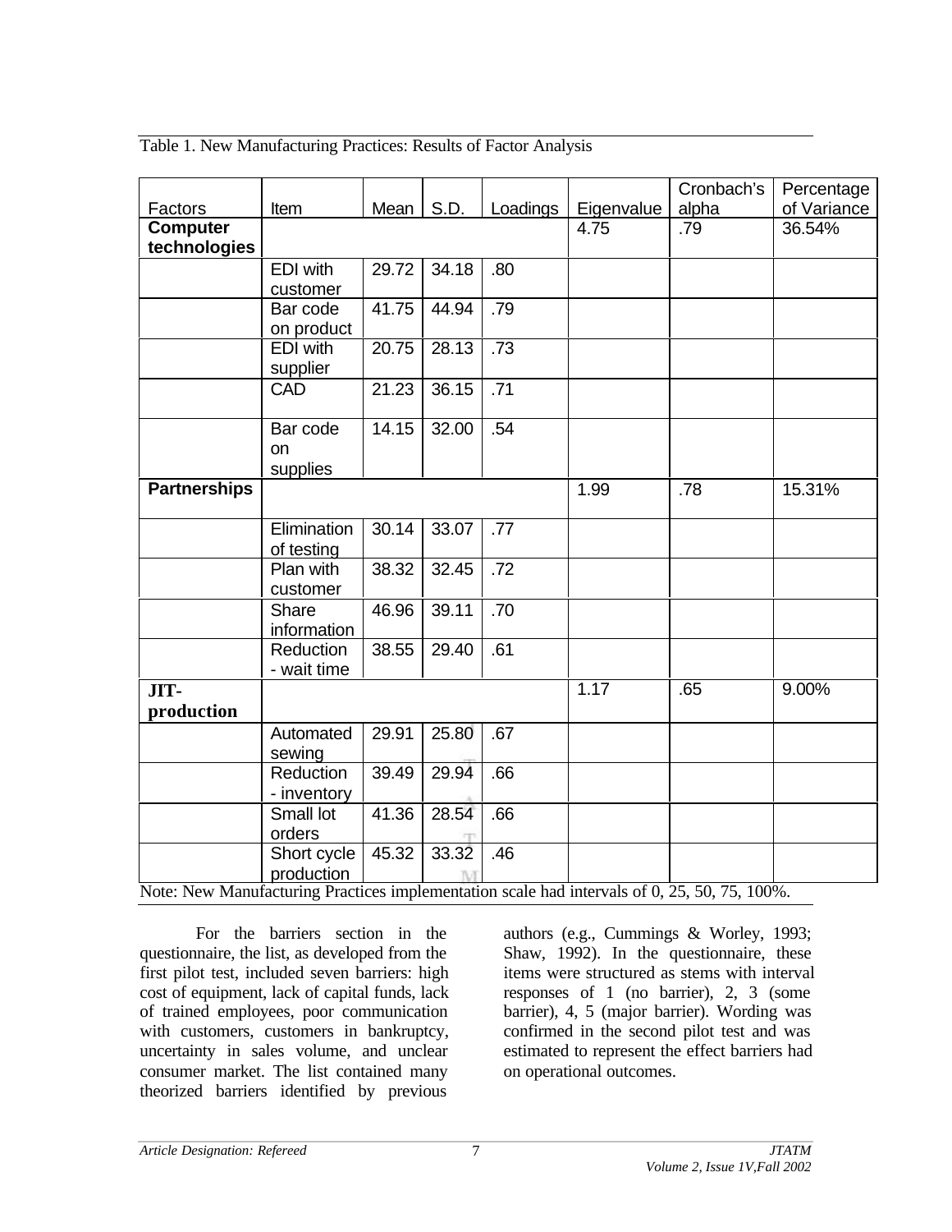Table 1. New Manufacturing Practices: Results of Factor Analysis

| Factors | Item | Mean | S.D. | Loadings | Eigenvalue | Cronbach's alpha | Percentage of Variance |
|---|---|---|---|---|---|---|---|
| **Computer technologies** | | | | | 4.75 | .79 | 36.54% |
| | EDI with customer | 29.72 | 34.18 | .80 | | | |
| | Bar code on product | 41.75 | 44.94 | .79 | | | |
| | EDI with supplier | 20.75 | 28.13 | .73 | | | |
| | CAD | 21.23 | 36.15 | .71 | | | |
| | Bar code on supplies | 14.15 | 32.00 | .54 | | | |
| **Partnerships** | | | | | 1.99 | .78 | 15.31% |
| | Elimination of testing | 30.14 | 33.07 | .77 | | | |
| | Plan with customer | 38.32 | 32.45 | .72 | | | |
| | Share information | 46.96 | 39.11 | .70 | | | |
| | Reduction - wait time | 38.55 | 29.40 | .61 | | | |
| **JIT-production** | | | | | 1.17 | .65 | 9.00% |
| | Automated sewing | 29.91 | 25.80 | .67 | | | |
| | Reduction - inventory | 39.49 | 29.94 | .66 | | | |
| | Small lot orders | 41.36 | 28.54 | .66 | | | |
| | Short cycle production | 45.32 | 33.32 | .46 | | | |

Note: New Manufacturing Practices implementation scale had intervals of 0, 25, 50, 75, 100%.

For the barriers section in the questionnaire, the list, as developed from the first pilot test, included seven barriers: high cost of equipment, lack of capital funds, lack of trained employees, poor communication with customers, customers in bankruptcy, uncertainty in sales volume, and unclear consumer market. The list contained many theorized barriers identified by previous authors (e.g., Cummings & Worley, 1993; Shaw, 1992). In the questionnaire, these items were structured as stems with interval responses of 1 (no barrier), 2, 3 (some barrier), 4, 5 (major barrier). Wording was confirmed in the second pilot test and was estimated to represent the effect barriers had on operational outcomes.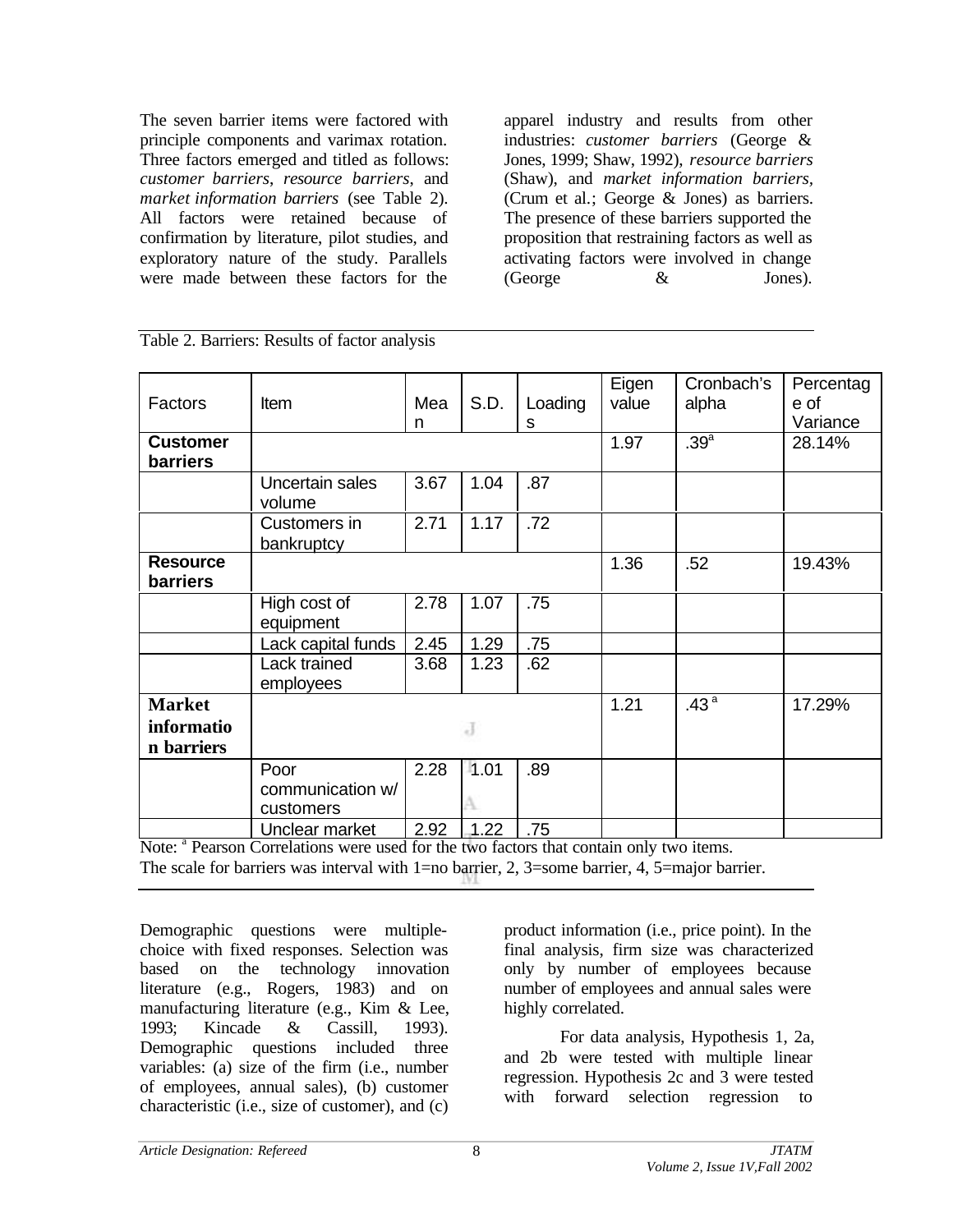The seven barrier items were factored with principle components and varimax rotation. Three factors emerged and titled as follows: *customer barriers*, *resource barriers*, and *market information barriers* (see Table 2). All factors were retained because of confirmation by literature, pilot studies, and exploratory nature of the study. Parallels were made between these factors for the apparel industry and results from other industries: *customer barriers* (George & Jones, 1999; Shaw, 1992), *resource barriers* (Shaw), and *market information barriers*, (Crum et al.; George & Jones) as barriers. The presence of these barriers supported the proposition that restraining factors as well as activating factors were involved in change (George & Jones).

Table 2. Barriers: Results of factor analysis

| Factors | Item | Mean | S.D. | Loadings | Eigen value | Cronbach's alpha | Percentage of Variance |
|---|---|---|---|---|---|---|---|
| **Customer barriers** | | | | | 1.97 | .39[a] | 28.14% |
| | Uncertain sales volume | 3.67 | 1.04 | .87 | | | |
| | Customers in bankruptcy | 2.71 | 1.17 | .72 | | | |
| **Resource barriers** | | | | | 1.36 | .52 | 19.43% |
| | High cost of equipment | 2.78 | 1.07 | .75 | | | |
| | Lack capital funds | 2.45 | 1.29 | .75 | | | |
| | Lack trained employees | 3.68 | 1.23 | .62 | | | |
| **Market information barriers** | | | | | 1.21 | .43[a] | 17.29% |
| | Poor communication w/ customers | 2.28 | 1.01 | .89 | | | |
| | Unclear market | 2.92 | 1.22 | .75 | | | |

Note: [a] Pearson Correlations were used for the two factors that contain only two items.
The scale for barriers was interval with 1=no barrier, 2, 3=some barrier, 4, 5=major barrier.

Demographic questions were multiple-choice with fixed responses. Selection was based on the technology innovation literature (e.g., Rogers, 1983) and on manufacturing literature (e.g., Kim & Lee, 1993; Kincade & Cassill, 1993). Demographic questions included three variables: (a) size of the firm (i.e., number of employees, annual sales), (b) customer characteristic (i.e., size of customer), and (c) product information (i.e., price point). In the final analysis, firm size was characterized only by number of employees because number of employees and annual sales were highly correlated.

For data analysis, Hypothesis 1, 2a, and 2b were tested with multiple linear regression. Hypothesis 2c and 3 were tested with forward selection regression to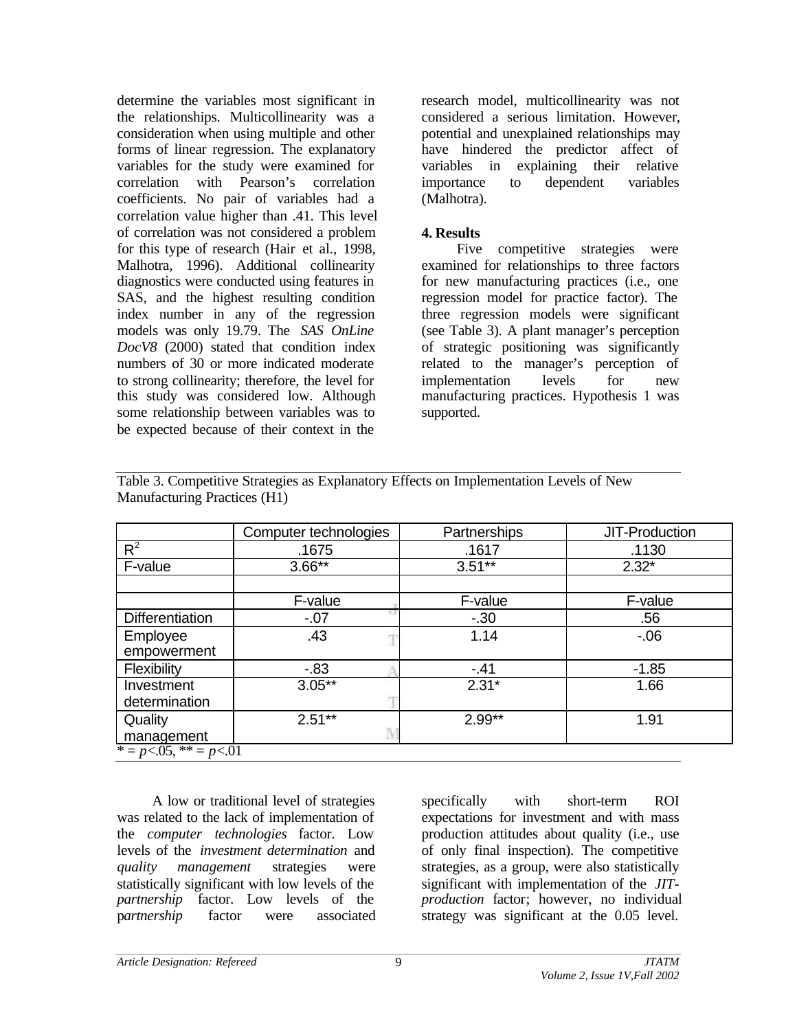determine the variables most significant in the relationships. Multicollinearity was a consideration when using multiple and other forms of linear regression. The explanatory variables for the study were examined for correlation with Pearson's correlation coefficients. No pair of variables had a correlation value higher than .41. This level of correlation was not considered a problem for this type of research (Hair et al., 1998, Malhotra, 1996). Additional collinearity diagnostics were conducted using features in SAS, and the highest resulting condition index number in any of the regression models was only 19.79. The *SAS OnLine DocV8* (2000) stated that condition index numbers of 30 or more indicated moderate to strong collinearity; therefore, the level for this study was considered low. Although some relationship between variables was to be expected because of their context in the research model, multicollinearity was not considered a serious limitation. However, potential and unexplained relationships may have hindered the predictor affect of variables in explaining their relative importance to dependent variables (Malhotra).

## 4. Results

Five competitive strategies were examined for relationships to three factors for new manufacturing practices (i.e., one regression model for practice factor). The three regression models were significant (see Table 3). A plant manager's perception of strategic positioning was significantly related to the manager's perception of implementation levels for new manufacturing practices. Hypothesis 1 was supported.

Table 3. Competitive Strategies as Explanatory Effects on Implementation Levels of New Manufacturing Practices (H1)

| | Computer technologies | Partnerships | JIT-Production |
|---|---|---|---|
| $R^2$ | .1675 | .1617 | .1130 |
| F-value | 3.66** | 3.51** | 2.32* |
| | | | |
| | F-value | F-value | F-value |
| Differentiation | -.07 | -.30 | .56 |
| Employee empowerment | .43 | 1.14 | -.06 |
| Flexibility | -.83 | -.41 | -1.85 |
| Investment determination | 3.05** | 2.31* | 1.66 |
| Quality management | 2.51** | 2.99** | 1.91 |

* = $p<.05$, ** = $p<.01$

A low or traditional level of strategies was related to the lack of implementation of the *computer technologies* factor. Low levels of the *investment determination* and *quality management* strategies were statistically significant with low levels of the *partnership* factor. Low levels of the *partnership* factor were associated specifically with short-term ROI expectations for investment and with mass production attitudes about quality (i.e., use of only final inspection). The competitive strategies, as a group, were also statistically significant with implementation of the *JIT-production* factor; however, no individual strategy was significant at the 0.05 level.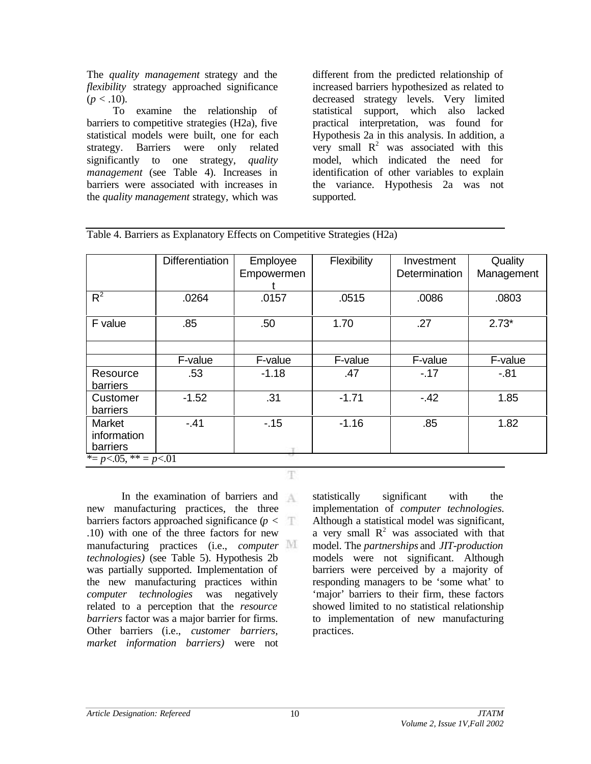The *quality management* strategy and the *flexibility* strategy approached significance ($p < .10$).

To examine the relationship of barriers to competitive strategies (H2a), five statistical models were built, one for each strategy. Barriers were only related significantly to one strategy, *quality management* (see Table 4). Increases in barriers were associated with increases in the *quality management* strategy, which was different from the predicted relationship of increased barriers hypothesized as related to decreased strategy levels. Very limited statistical support, which also lacked practical interpretation, was found for Hypothesis 2a in this analysis. In addition, a very small $R^2$ was associated with this model, which indicated the need for identification of other variables to explain the variance. Hypothesis 2a was not supported.

Table 4. Barriers as Explanatory Effects on Competitive Strategies (H2a)

| | Differentiation | Employee Empowerment | Flexibility | Investment Determination | Quality Management |
|---|---|---|---|---|---|
| $R^2$ | .0264 | .0157 | .0515 | .0086 | .0803 |
| F value | .85 | .50 | 1.70 | .27 | 2.73* |
| | | | | | |
| | F-value | F-value | F-value | F-value | F-value |
| Resource barriers | .53 | -1.18 | .47 | -.17 | -.81 |
| Customer barriers | -1.52 | .31 | -1.71 | -.42 | 1.85 |
| Market information barriers | -.41 | -.15 | -1.16 | .85 | 1.82 |

*= $p<.05$, ** = $p<.01$

In the examination of barriers and new manufacturing practices, the three barriers factors approached significance ($p < .10$) with one of the three factors for new manufacturing practices (i.e., *computer technologies)* (see Table 5). Hypothesis 2b was partially supported. Implementation of the new manufacturing practices within *computer technologies* was negatively related to a perception that the *resource barriers* factor was a major barrier for firms. Other barriers (i.e., *customer barriers, market information barriers)* were not statistically significant with the implementation of *computer technologies.* Although a statistical model was significant, a very small $R^2$ was associated with that model. The *partnerships* and *JIT-production* models were not significant. Although barriers were perceived by a majority of responding managers to be 'some what' to 'major' barriers to their firm, these factors showed limited to no statistical relationship to implementation of new manufacturing practices.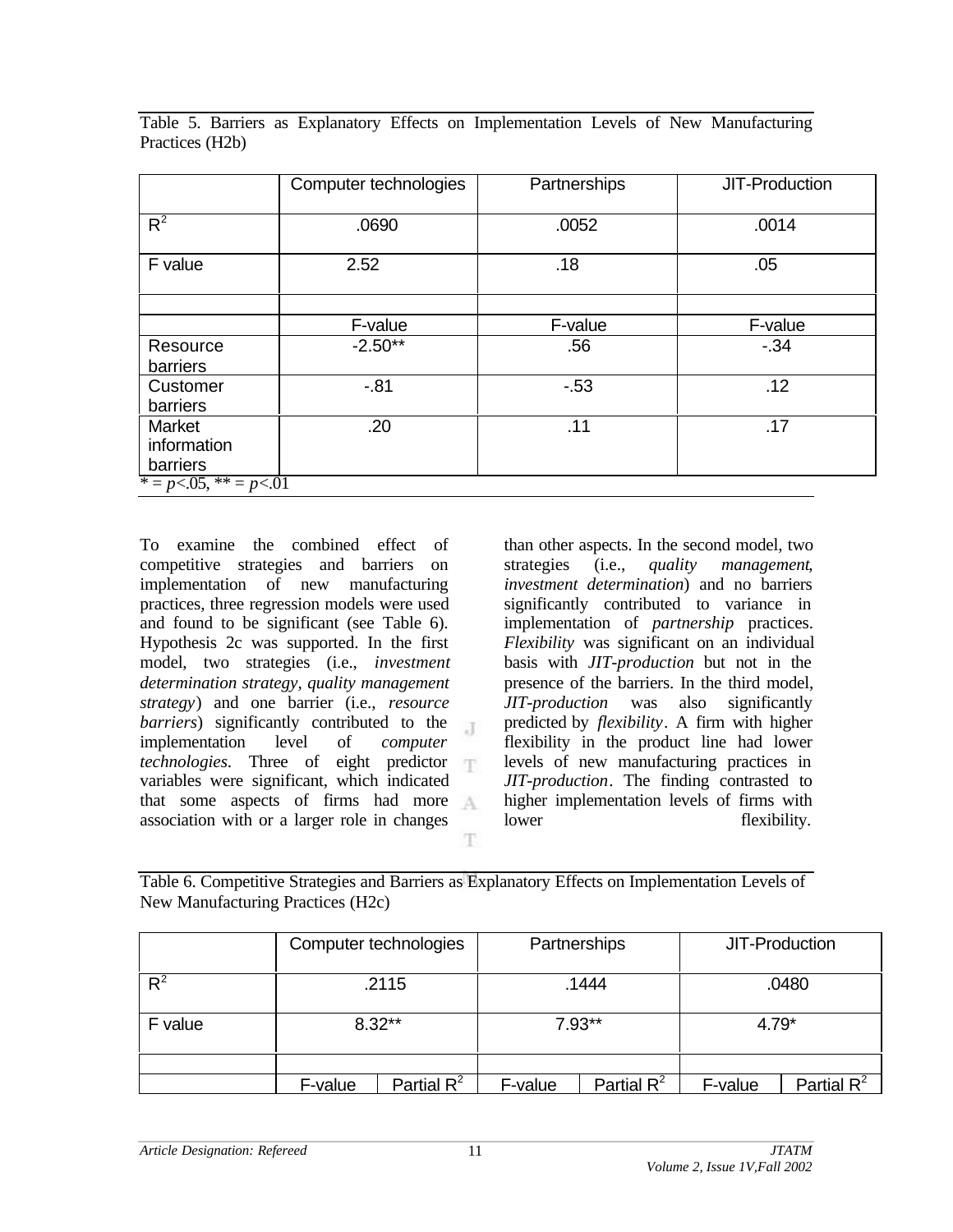Table 5. Barriers as Explanatory Effects on Implementation Levels of New Manufacturing Practices (H2b)

| | Computer technologies | Partnerships | JIT-Production |
|---|---|---|---|
| $R^2$ | .0690 | .0052 | .0014 |
| F value | 2.52 | .18 | .05 |
| | | | |
| | F-value | F-value | F-value |
| Resource barriers | -2.50** | .56 | -.34 |
| Customer barriers | -.81 | -.53 | .12 |
| Market information barriers | .20 | .11 | .17 |

\* = $p$<.05, ** = $p$<.01

To examine the combined effect of competitive strategies and barriers on implementation of new manufacturing practices, three regression models were used and found to be significant (see Table 6). Hypothesis 2c was supported. In the first model, two strategies (i.e., *investment determination strategy*, *quality management strategy*) and one barrier (i.e., *resource barriers*) significantly contributed to the implementation level of *computer technologies*. Three of eight predictor variables were significant, which indicated that some aspects of firms had more association with or a larger role in changes than other aspects. In the second model, two strategies (i.e., *quality management*, *investment determination*) and no barriers significantly contributed to variance in implementation of *partnership* practices. *Flexibility* was significant on an individual basis with *JIT-production* but not in the presence of the barriers. In the third model, *JIT-production* was also significantly predicted by *flexibility*. A firm with higher flexibility in the product line had lower levels of new manufacturing practices in *JIT-production*. The finding contrasted to higher implementation levels of firms with lower flexibility.

Table 6. Competitive Strategies and Barriers as Explanatory Effects on Implementation Levels of New Manufacturing Practices (H2c)

| | Computer technologies | | Partnerships | | JIT-Production | |
|---|---|---|---|---|---|---|
| $R^2$ | .2115 | | .1444 | | .0480 | |
| F value | 8.32** | | 7.93** | | 4.79* | |
| | | | | | | |
| | F-value | Partial $R^2$ | F-value | Partial $R^2$ | F-value | Partial $R^2$ |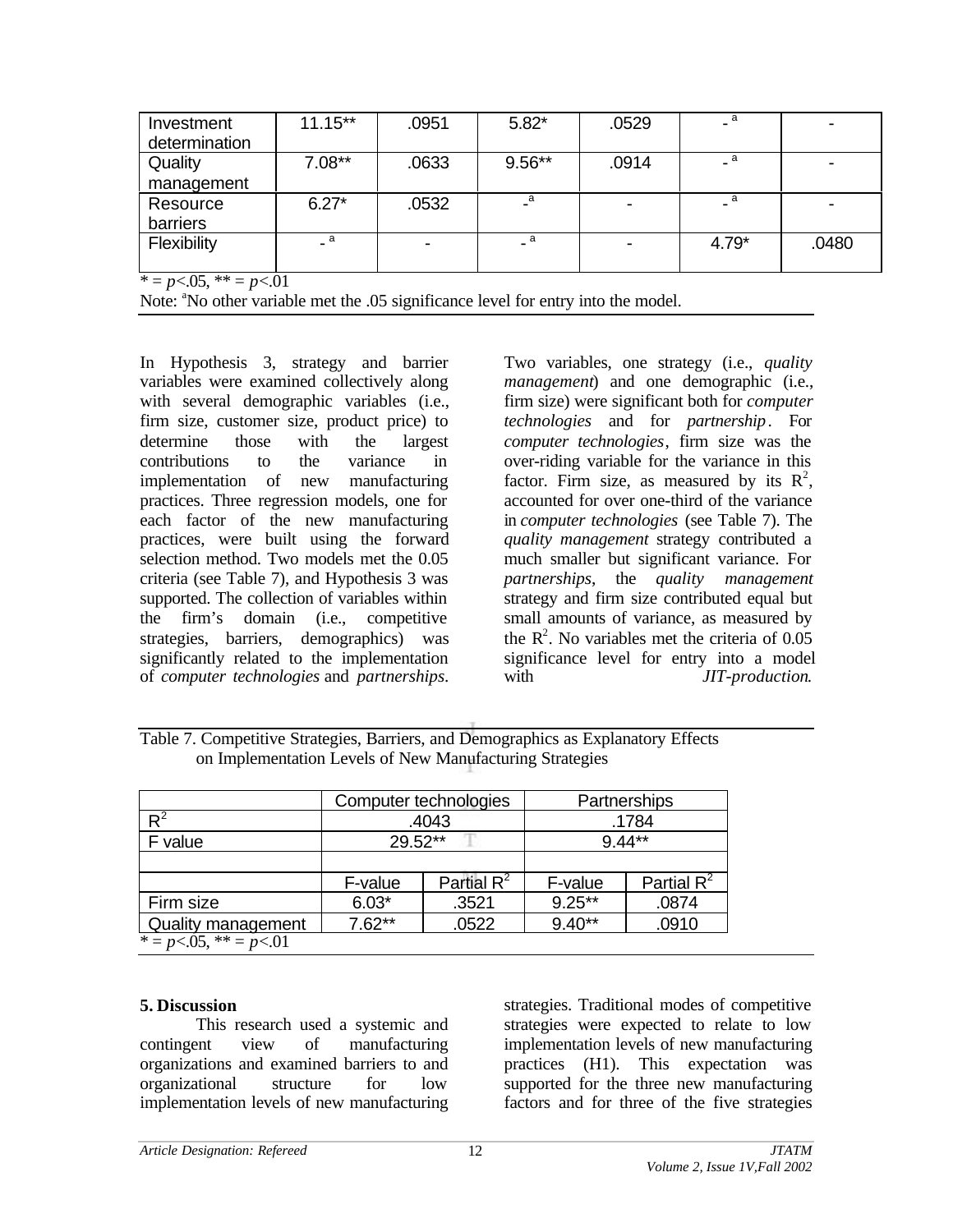| Investment determination | 11.15** | .0951 | 5.82* | .0529 | - [a] | - |
|---|---|---|---|---|---|---|
| Quality management | 7.08** | .0633 | 9.56** | .0914 | - [a] | - |
| Resource barriers | 6.27* | .0532 | - [a] | - | - [a] | - |
| Flexibility | - [a] | - | - [a] | - | 4.79* | .0480 |

* = $p$<.05, ** = $p$<.01

Note: [a]No other variable met the .05 significance level for entry into the model.

In Hypothesis 3, strategy and barrier variables were examined collectively along with several demographic variables (i.e., firm size, customer size, product price) to determine those with the largest contributions to the variance in implementation of new manufacturing practices. Three regression models, one for each factor of the new manufacturing practices, were built using the forward selection method. Two models met the 0.05 criteria (see Table 7), and Hypothesis 3 was supported. The collection of variables within the firm's domain (i.e., competitive strategies, barriers, demographics) was significantly related to the implementation of *computer technologies* and *partnerships*. Two variables, one strategy (i.e., *quality management*) and one demographic (i.e., firm size) were significant both for *computer technologies* and for *partnership*. For *computer technologies*, firm size was the over-riding variable for the variance in this factor. Firm size, as measured by its $R^2$, accounted for over one-third of the variance in *computer technologies* (see Table 7). The *quality management* strategy contributed a much smaller but significant variance. For *partnerships*, the *quality management* strategy and firm size contributed equal but small amounts of variance, as measured by the $R^2$. No variables met the criteria of 0.05 significance level for entry into a model with *JIT-production*.

Table 7. Competitive Strategies, Barriers, and Demographics as Explanatory Effects on Implementation Levels of New Manufacturing Strategies

| | Computer technologies | | Partnerships | |
|---|---|---|---|---|
| $R^2$ | .4043 | | .1784 | |
| F value | 29.52** | | 9.44** | |
| | | | | |
| | F-value | Partial $R^2$ | F-value | Partial $R^2$ |
| Firm size | 6.03* | .3521 | 9.25** | .0874 |
| Quality management | 7.62** | .0522 | 9.40** | .0910 |

* = $p$<.05, ** = $p$<.01

## 5. Discussion

This research used a systemic and contingent view of manufacturing organizations and examined barriers to and organizational structure for low implementation levels of new manufacturing strategies. Traditional modes of competitive strategies were expected to relate to low implementation levels of new manufacturing practices (H1). This expectation was supported for the three new manufacturing factors and for three of the five strategies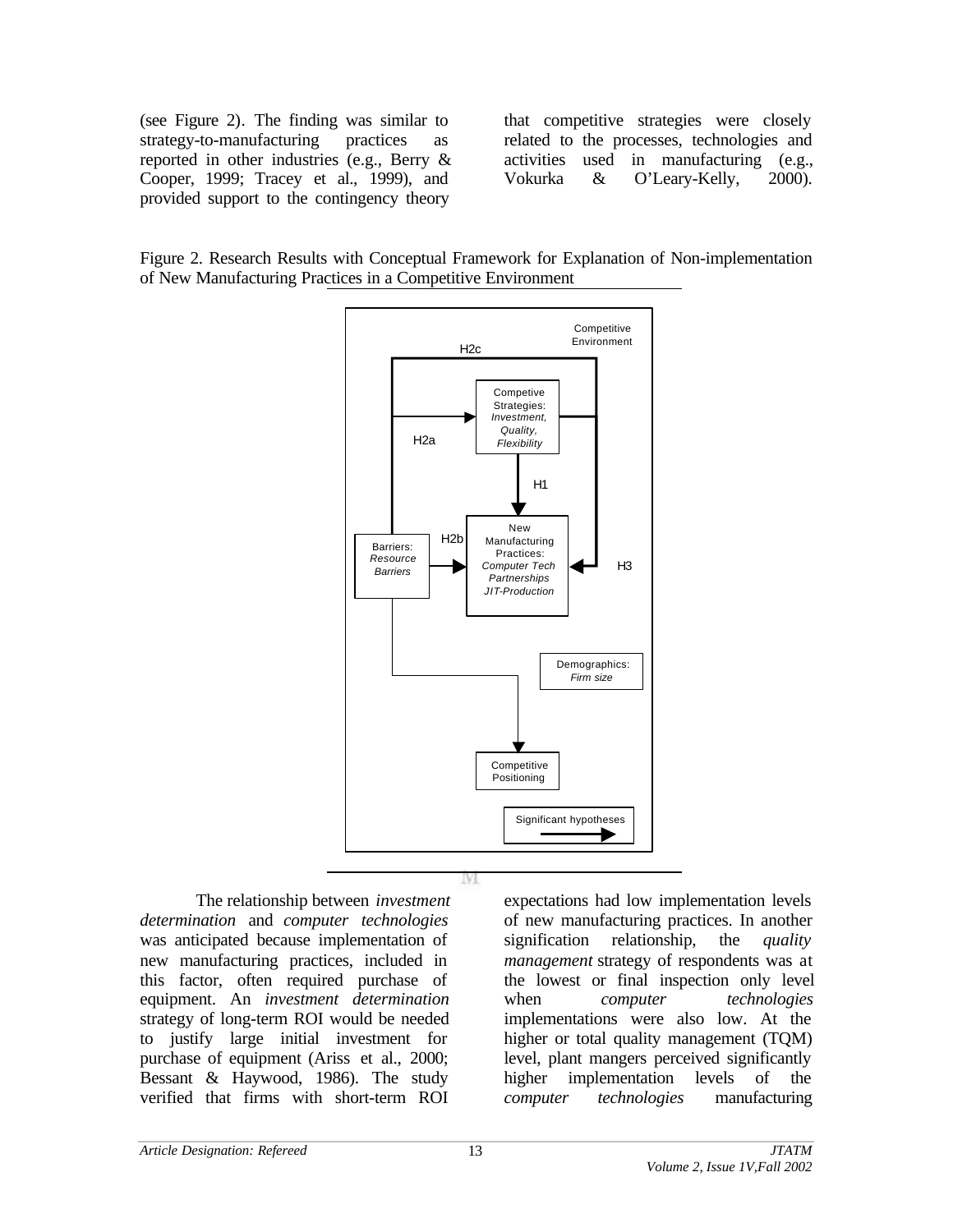(see Figure 2). The finding was similar to strategy-to-manufacturing practices as reported in other industries (e.g., Berry & Cooper, 1999; Tracey et al., 1999), and provided support to the contingency theory that competitive strategies were closely related to the processes, technologies and activities used in manufacturing (e.g., Vokurka & O'Leary-Kelly, 2000).

Figure 2. Research Results with Conceptual Framework for Explanation of Non-implementation of New Manufacturing Practices in a Competitive Environment

The relationship between *investment determination* and *computer technologies* was anticipated because implementation of new manufacturing practices, included in this factor, often required purchase of equipment. An *investment determination* strategy of long-term ROI would be needed to justify large initial investment for purchase of equipment (Ariss et al., 2000; Bessant & Haywood, 1986). The study verified that firms with short-term ROI expectations had low implementation levels of new manufacturing practices. In another signification relationship, the *quality management* strategy of respondents was at the lowest or final inspection only level when *computer technologies* implementations were also low. At the higher or total quality management (TQM) level, plant mangers perceived significantly higher implementation levels of the *computer technologies* manufacturing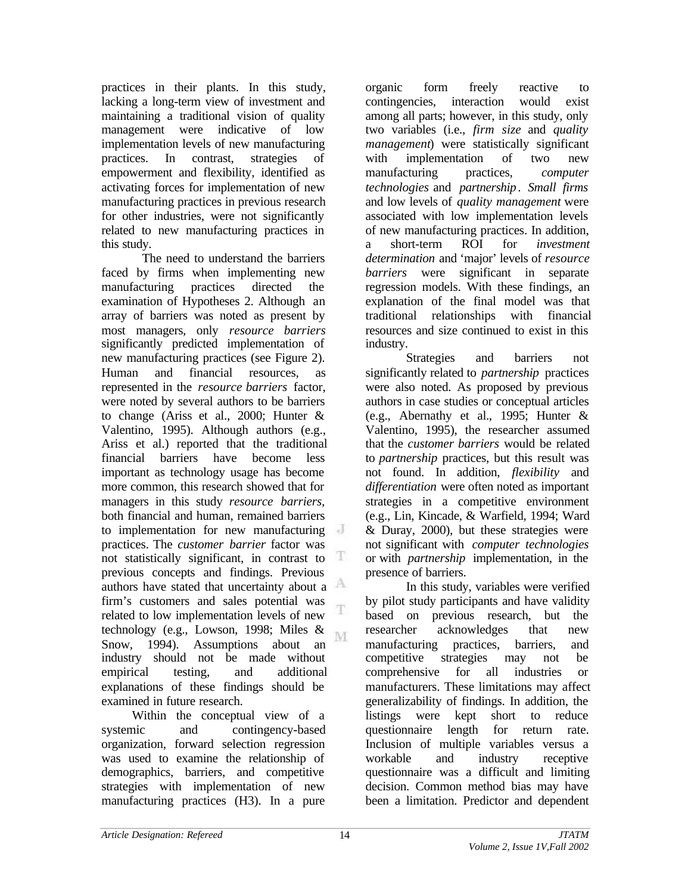practices in their plants. In this study, lacking a long-term view of investment and maintaining a traditional vision of quality management were indicative of low implementation levels of new manufacturing practices. In contrast, strategies of empowerment and flexibility, identified as activating forces for implementation of new manufacturing practices in previous research for other industries, were not significantly related to new manufacturing practices in this study.

The need to understand the barriers faced by firms when implementing new manufacturing practices directed the examination of Hypotheses 2. Although an array of barriers was noted as present by most managers, only *resource barriers* significantly predicted implementation of new manufacturing practices (see Figure 2). Human and financial resources, as represented in the *resource barriers* factor, were noted by several authors to be barriers to change (Ariss et al., 2000; Hunter & Valentino, 1995). Although authors (e.g., Ariss et al.) reported that the traditional financial barriers have become less important as technology usage has become more common, this research showed that for managers in this study *resource barriers,* both financial and human, remained barriers to implementation for new manufacturing practices. The *customer barrier* factor was not statistically significant, in contrast to previous concepts and findings. Previous authors have stated that uncertainty about a firm's customers and sales potential was related to low implementation levels of new technology (e.g., Lowson, 1998; Miles & Snow, 1994). Assumptions about an industry should not be made without empirical testing, and additional explanations of these findings should be examined in future research.

Within the conceptual view of a systemic and contingency-based organization, forward selection regression was used to examine the relationship of demographics, barriers, and competitive strategies with implementation of new manufacturing practices (H3). In a pure organic form freely reactive to contingencies, interaction would exist among all parts; however, in this study, only two variables (i.e., *firm size* and *quality management*) were statistically significant with implementation of two new manufacturing practices, *computer technologies* and *partnership*. *Small firms* and low levels of *quality management* were associated with low implementation levels of new manufacturing practices. In addition, a short-term ROI for *investment determination* and 'major' levels of *resource barriers* were significant in separate regression models. With these findings, an explanation of the final model was that traditional relationships with financial resources and size continued to exist in this industry.

Strategies and barriers not significantly related to *partnership* practices were also noted. As proposed by previous authors in case studies or conceptual articles (e.g., Abernathy et al., 1995; Hunter & Valentino, 1995), the researcher assumed that the *customer barriers* would be related to *partnership* practices, but this result was not found. In addition, *flexibility* and *differentiation* were often noted as important strategies in a competitive environment (e.g., Lin, Kincade, & Warfield, 1994; Ward & Duray, 2000), but these strategies were not significant with *computer technologies* or with *partnership* implementation, in the presence of barriers.

In this study, variables were verified by pilot study participants and have validity based on previous research, but the researcher acknowledges that new manufacturing practices, barriers, and competitive strategies may not be comprehensive for all industries or manufacturers. These limitations may affect generalizability of findings. In addition, the listings were kept short to reduce questionnaire length for return rate. Inclusion of multiple variables versus a workable and industry receptive questionnaire was a difficult and limiting decision. Common method bias may have been a limitation. Predictor and dependent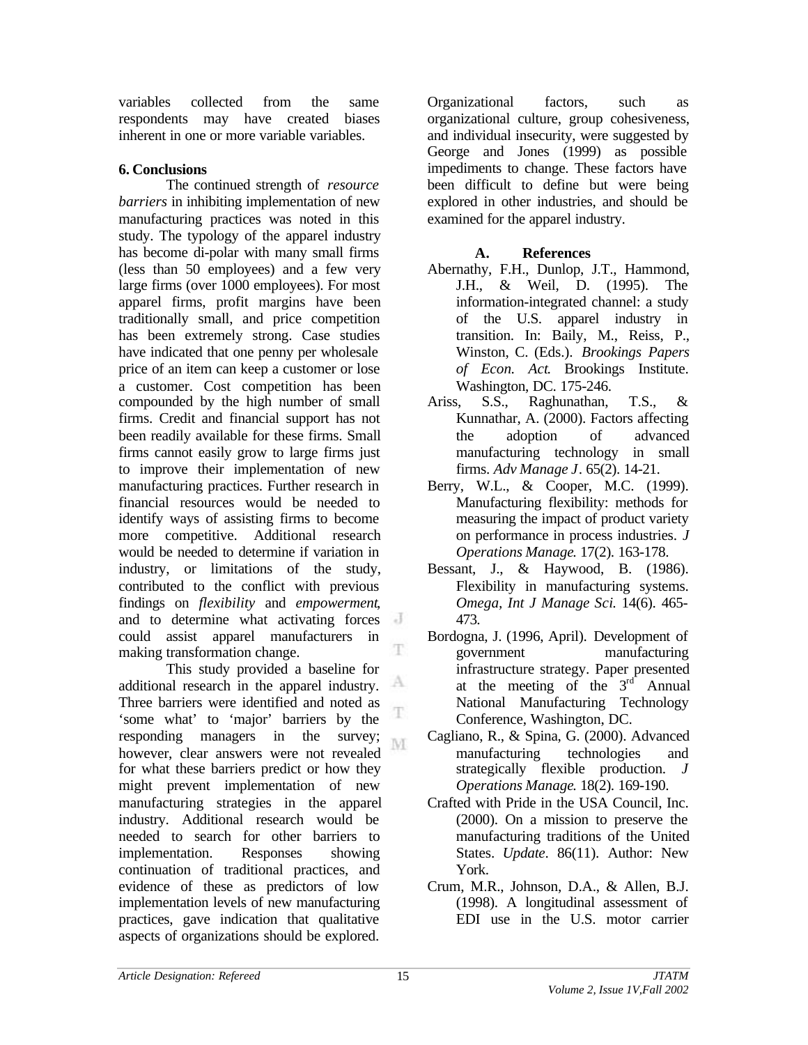variables collected from the same respondents may have created biases inherent in one or more variable variables.

**6. Conclusions**

The continued strength of *resource barriers* in inhibiting implementation of new manufacturing practices was noted in this study. The typology of the apparel industry has become di-polar with many small firms (less than 50 employees) and a few very large firms (over 1000 employees). For most apparel firms, profit margins have been traditionally small, and price competition has been extremely strong. Case studies have indicated that one penny per wholesale price of an item can keep a customer or lose a customer. Cost competition has been compounded by the high number of small firms. Credit and financial support has not been readily available for these firms. Small firms cannot easily grow to large firms just to improve their implementation of new manufacturing practices. Further research in financial resources would be needed to identify ways of assisting firms to become more competitive. Additional research would be needed to determine if variation in industry, or limitations of the study, contributed to the conflict with previous findings on *flexibility* and *empowerment*, and to determine what activating forces could assist apparel manufacturers in making transformation change.

This study provided a baseline for additional research in the apparel industry. Three barriers were identified and noted as 'some what' to 'major' barriers by the responding managers in the survey; however, clear answers were not revealed for what these barriers predict or how they might prevent implementation of new manufacturing strategies in the apparel industry. Additional research would be needed to search for other barriers to implementation. Responses showing continuation of traditional practices, and evidence of these as predictors of low implementation levels of new manufacturing practices, gave indication that qualitative aspects of organizations should be explored. Organizational factors, such as organizational culture, group cohesiveness, and individual insecurity, were suggested by George and Jones (1999) as possible impediments to change. These factors have been difficult to define but were being explored in other industries, and should be examined for the apparel industry.

**A. References**

Abernathy, F.H., Dunlop, J.T., Hammond, J.H., & Weil, D. (1995). The information-integrated channel: a study of the U.S. apparel industry in transition. In: Baily, M., Reiss, P., Winston, C. (Eds.). *Brookings Papers of Econ. Act*. Brookings Institute. Washington, DC. 175-246.

Ariss, S.S., Raghunathan, T.S., & Kunnathar, A. (2000). Factors affecting the adoption of advanced manufacturing technology in small firms. *Adv Manage J*. 65(2). 14-21.

Berry, W.L., & Cooper, M.C. (1999). Manufacturing flexibility: methods for measuring the impact of product variety on performance in process industries. *J Operations Manage*. 17(2). 163-178.

Bessant, J., & Haywood, B. (1986). Flexibility in manufacturing systems. *Omega, Int J Manage Sci.* 14(6). 465-473.

Bordogna, J. (1996, April). Development of government manufacturing infrastructure strategy. Paper presented at the meeting of the 3rd Annual National Manufacturing Technology Conference, Washington, DC.

Cagliano, R., & Spina, G. (2000). Advanced manufacturing technologies and strategically flexible production. *J Operations Manage*. 18(2). 169-190.

Crafted with Pride in the USA Council, Inc. (2000). On a mission to preserve the manufacturing traditions of the United States. *Update*. 86(11). Author: New York.

Crum, M.R., Johnson, D.A., & Allen, B.J. (1998). A longitudinal assessment of EDI use in the U.S. motor carrier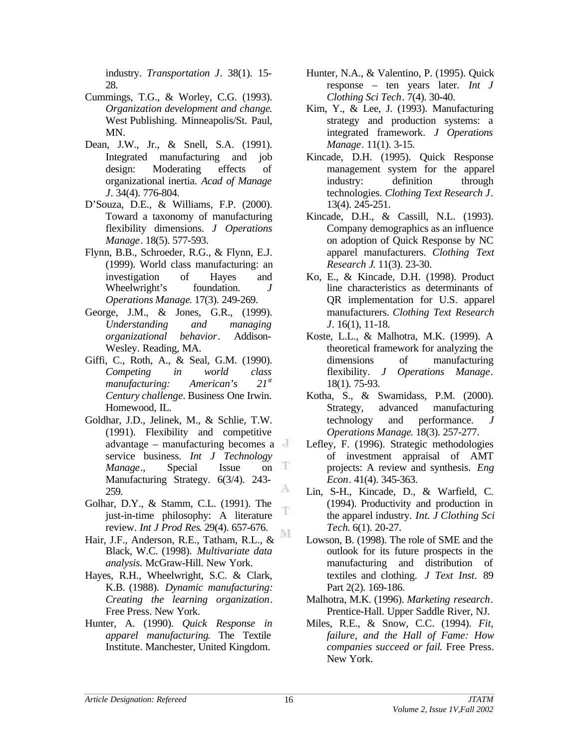industry. *Transportation J*. 38(1). 15-28.

Cummings, T.G., & Worley, C.G. (1993). *Organization development and change*. West Publishing. Minneapolis/St. Paul, MN.

Dean, J.W., Jr., & Snell, S.A. (1991). Integrated manufacturing and job design: Moderating effects of organizational inertia. *Acad of Manage J*. 34(4). 776-804.

D'Souza, D.E., & Williams, F.P. (2000). Toward a taxonomy of manufacturing flexibility dimensions. *J Operations Manage*. 18(5). 577-593.

Flynn, B.B., Schroeder, R.G., & Flynn, E.J. (1999). World class manufacturing: an investigation of Hayes and Wheelwright's foundation. *J Operations Manage*. 17(3). 249-269.

George, J.M., & Jones, G.R., (1999). *Understanding and managing organizational behavior*. Addison-Wesley. Reading, MA.

Giffi, C., Roth, A., & Seal, G.M. (1990). *Competing in world class manufacturing: American's 21st Century challenge*. Business One Irwin. Homewood, IL.

Goldhar, J.D., Jelinek, M., & Schlie, T.W. (1991). Flexibility and competitive advantage – manufacturing becomes a service business. *Int J Technology Manage*., Special Issue on Manufacturing Strategy. 6(3/4). 243-259.

Golhar, D.Y., & Stamm, C.L. (1991). The just-in-time philosophy: A literature review. *Int J Prod Res*. 29(4). 657-676.

Hair, J.F., Anderson, R.E., Tatham, R.L., & Black, W.C. (1998). *Multivariate data analysis*. McGraw-Hill. New York.

Hayes, R.H., Wheelwright, S.C. & Clark, K.B. (1988). *Dynamic manufacturing: Creating the learning organization*. Free Press. New York.

Hunter, A. (1990). *Quick Response in apparel manufacturing*. The Textile Institute. Manchester, United Kingdom.

Hunter, N.A., & Valentino, P. (1995). Quick response – ten years later. *Int J Clothing Sci Tech*. 7(4). 30-40.

Kim, Y., & Lee, J. (1993). Manufacturing strategy and production systems: a integrated framework. *J Operations Manage*. 11(1). 3-15.

Kincade, D.H. (1995). Quick Response management system for the apparel industry: definition through technologies. *Clothing Text Research J*. 13(4). 245-251.

Kincade, D.H., & Cassill, N.L. (1993). Company demographics as an influence on adoption of Quick Response by NC apparel manufacturers. *Clothing Text Research J*. 11(3). 23-30.

Ko, E., & Kincade, D.H. (1998). Product line characteristics as determinants of QR implementation for U.S. apparel manufacturers. *Clothing Text Research J*. 16(1), 11-18.

Koste, L.L., & Malhotra, M.K. (1999). A theoretical framework for analyzing the dimensions of manufacturing flexibility. *J Operations Manage*. 18(1). 75-93.

Kotha, S., & Swamidass, P.M. (2000). Strategy, advanced manufacturing technology and performance. *J Operations Manage*. 18(3). 257-277.

Lefley, F. (1996). Strategic methodologies of investment appraisal of AMT projects: A review and synthesis. *Eng Econ*. 41(4). 345-363.

Lin, S-H., Kincade, D., & Warfield, C. (1994). Productivity and production in the apparel industry. *Int. J Clothing Sci Tech*. 6(1). 20-27.

Lowson, B. (1998). The role of SME and the outlook for its future prospects in the manufacturing and distribution of textiles and clothing. *J Text Inst*. 89 Part 2(2). 169-186.

Malhotra, M.K. (1996). *Marketing research*. Prentice-Hall. Upper Saddle River, NJ.

Miles, R.E., & Snow, C.C. (1994). *Fit, failure, and the Hall of Fame: How companies succeed or fail*. Free Press. New York.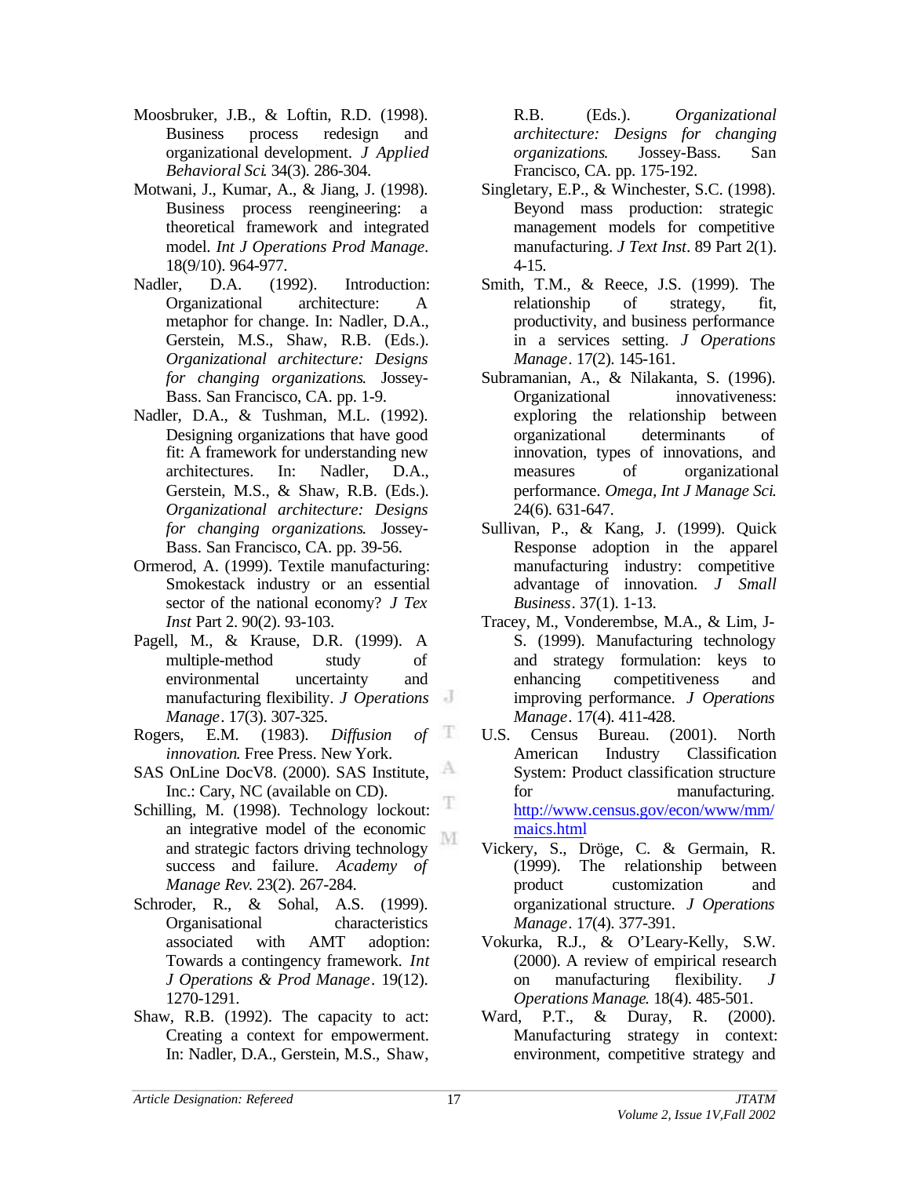Moosbruker, J.B., & Loftin, R.D. (1998). Business process redesign and organizational development. *J Applied Behavioral Sci*. 34(3). 286-304.

Motwani, J., Kumar, A., & Jiang, J. (1998). Business process reengineering: a theoretical framework and integrated model. *Int J Operations Prod Manage*. 18(9/10). 964-977.

Nadler, D.A. (1992). Introduction: Organizational architecture: A metaphor for change. In: Nadler, D.A., Gerstein, M.S., Shaw, R.B. (Eds.). *Organizational architecture: Designs for changing organizations*. Jossey-Bass. San Francisco, CA. pp. 1-9.

Nadler, D.A., & Tushman, M.L. (1992). Designing organizations that have good fit: A framework for understanding new architectures. In: Nadler, D.A., Gerstein, M.S., & Shaw, R.B. (Eds.). *Organizational architecture: Designs for changing organizations*. Jossey-Bass. San Francisco, CA. pp. 39-56.

Ormerod, A. (1999). Textile manufacturing: Smokestack industry or an essential sector of the national economy? *J Tex Inst* Part 2. 90(2). 93-103.

Pagell, M., & Krause, D.R. (1999). A multiple-method study of environmental uncertainty and manufacturing flexibility. *J Operations Manage*. 17(3). 307-325.

Rogers, E.M. (1983). *Diffusion of innovation*. Free Press. New York.

SAS OnLine DocV8. (2000). SAS Institute, Inc.: Cary, NC (available on CD).

Schilling, M. (1998). Technology lockout: an integrative model of the economic and strategic factors driving technology success and failure. *Academy of Manage Rev.* 23(2). 267-284.

Schroder, R., & Sohal, A.S. (1999). Organisational characteristics associated with AMT adoption: Towards a contingency framework. *Int J Operations & Prod Manage*. 19(12). 1270-1291.

Shaw, R.B. (1992). The capacity to act: Creating a context for empowerment. In: Nadler, D.A., Gerstein, M.S., Shaw, R.B. (Eds.). *Organizational architecture: Designs for changing organizations*. Jossey-Bass. San Francisco, CA. pp. 175-192.

Singletary, E.P., & Winchester, S.C. (1998). Beyond mass production: strategic management models for competitive manufacturing. *J Text Inst*. 89 Part 2(1). 4-15.

Smith, T.M., & Reece, J.S. (1999). The relationship of strategy, fit, productivity, and business performance in a services setting. *J Operations Manage*. 17(2). 145-161.

Subramanian, A., & Nilakanta, S. (1996). Organizational innovativeness: exploring the relationship between organizational determinants of innovation, types of innovations, and measures of organizational performance. *Omega, Int J Manage Sci*. 24(6). 631-647.

Sullivan, P., & Kang, J. (1999). Quick Response adoption in the apparel manufacturing industry: competitive advantage of innovation. *J Small Business*. 37(1). 1-13.

Tracey, M., Vonderembse, M.A., & Lim, J-S. (1999). Manufacturing technology and strategy formulation: keys to enhancing competitiveness and improving performance. *J Operations Manage*. 17(4). 411-428.

U.S. Census Bureau. (2001). North American Industry Classification System: Product classification structure for manufacturing. http://www.census.gov/econ/www/mm/maics.html

Vickery, S., Dröge, C. & Germain, R. (1999). The relationship between product customization and organizational structure. *J Operations Manage*. 17(4). 377-391.

Vokurka, R.J., & O'Leary-Kelly, S.W. (2000). A review of empirical research on manufacturing flexibility. *J Operations Manage*. 18(4). 485-501.

Ward, P.T., & Duray, R. (2000). Manufacturing strategy in context: environment, competitive strategy and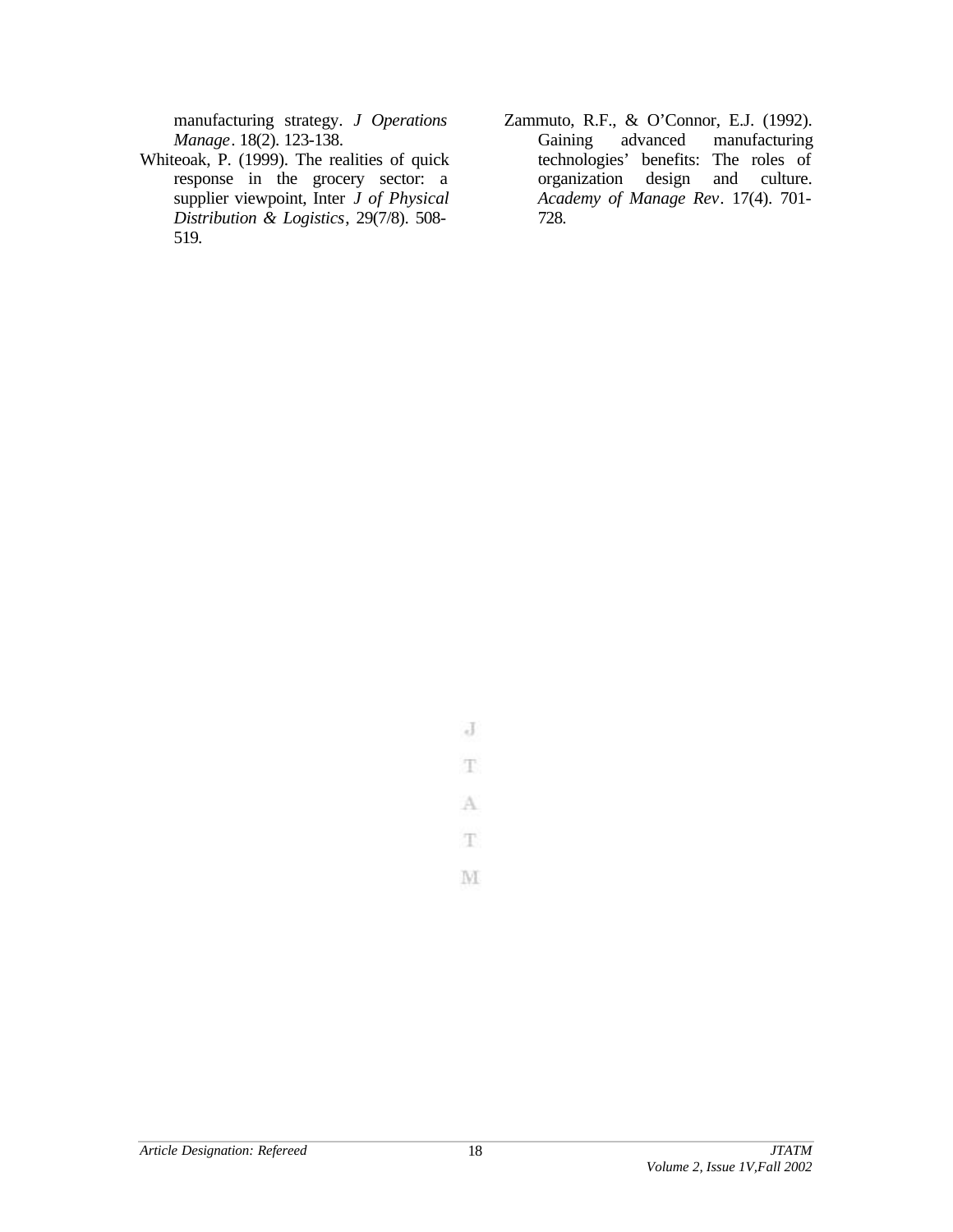manufacturing strategy. *J Operations Manage*. 18(2). 123-138.

Whiteoak, P. (1999). The realities of quick response in the grocery sector: a supplier viewpoint, Inter *J of Physical Distribution & Logistics*, 29(7/8). 508-519.

Zammuto, R.F., & O'Connor, E.J. (1992). Gaining advanced manufacturing technologies' benefits: The roles of organization design and culture. *Academy of Manage Rev*. 17(4). 701-728.